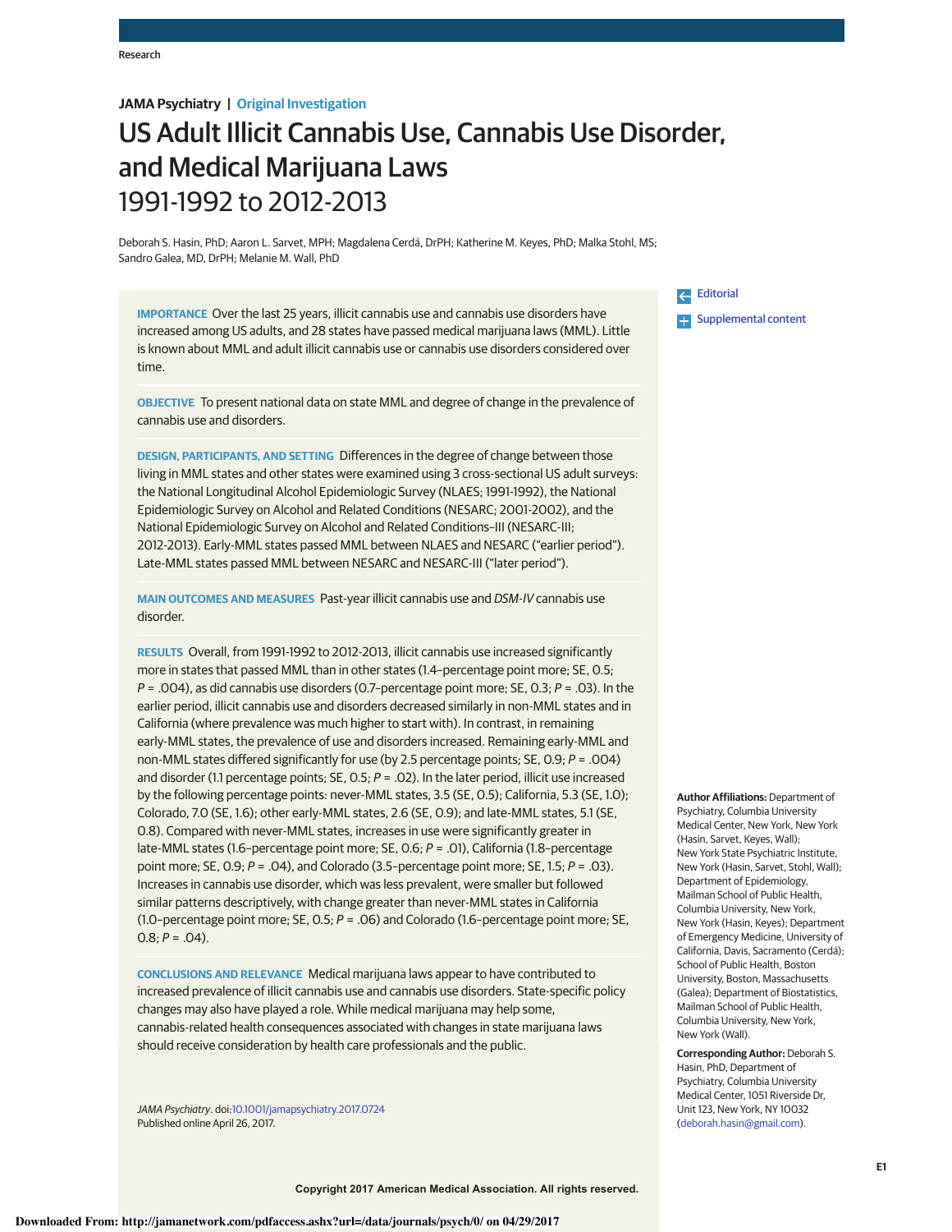Research

**JAMA Psychiatry** | **Original Investigation**

# US Adult Illicit Cannabis Use, Cannabis Use Disorder, and Medical Marijuana Laws 1991-1992 to 2012-2013

Deborah S. Hasin, PhD; Aaron L. Sarvet, MPH; Magdalena Cerdá, DrPH; Katherine M. Keyes, PhD; Malka Stohl, MS; Sandro Galea, MD, DrPH; Melanie M. Wall, PhD

**IMPORTANCE** Over the last 25 years, illicit cannabis use and cannabis use disorders have increased among US adults, and 28 states have passed medical marijuana laws (MML). Little is known about MML and adult illicit cannabis use or cannabis use disorders considered over time.

**OBJECTIVE** To present national data on state MML and degree of change in the prevalence of cannabis use and disorders.

**DESIGN, PARTICIPANTS, AND SETTING** Differences in the degree of change between those living in MML states and other states were examined using 3 cross-sectional US adult surveys: the National Longitudinal Alcohol Epidemiologic Survey (NLAES; 1991-1992), the National Epidemiologic Survey on Alcohol and Related Conditions (NESARC; 2001-2002), and the National Epidemiologic Survey on Alcohol and Related Conditions–III (NESARC-III; 2012-2013). Early-MML states passed MML between NLAES and NESARC ("earlier period"). Late-MML states passed MML between NESARC and NESARC-III ("later period").

**MAIN OUTCOMES AND MEASURES** Past-year illicit cannabis use and *DSM-IV* cannabis use disorder.

**RESULTS** Overall, from 1991-1992 to 2012-2013, illicit cannabis use increased significantly more in states that passed MML than in other states (1.4–percentage point more; SE, 0.5; *P* = .004), as did cannabis use disorders (0.7–percentage point more; SE, 0.3; *P* = .03). In the earlier period, illicit cannabis use and disorders decreased similarly in non-MML states and in California (where prevalence was much higher to start with). In contrast, in remaining early-MML states, the prevalence of use and disorders increased. Remaining early-MML and non-MML states differed significantly for use (by 2.5 percentage points; SE, 0.9; *P* = .004) and disorder (1.1 percentage points; SE, 0.5; *P* = .02). In the later period, illicit use increased by the following percentage points: never-MML states, 3.5 (SE, 0.5); California, 5.3 (SE, 1.0); Colorado, 7.0 (SE, 1.6); other early-MML states, 2.6 (SE, 0.9); and late-MML states, 5.1 (SE, 0.8). Compared with never-MML states, increases in use were significantly greater in late-MML states (1.6–percentage point more; SE, 0.6; *P* = .01), California (1.8–percentage point more; SE, 0.9; *P* = .04), and Colorado (3.5–percentage point more; SE, 1.5; *P* = .03). Increases in cannabis use disorder, which was less prevalent, were smaller but followed similar patterns descriptively, with change greater than never-MML states in California (1.0–percentage point more; SE, 0.5; *P* = .06) and Colorado (1.6–percentage point more; SE, 0.8; *P* = .04).

**CONCLUSIONS AND RELEVANCE** Medical marijuana laws appear to have contributed to increased prevalence of illicit cannabis use and cannabis use disorders. State-specific policy changes may also have played a role. While medical marijuana may help some, cannabis-related health consequences associated with changes in state marijuana laws should receive consideration by health care professionals and the public.

*JAMA Psychiatry*. doi:10.1001/jamapsychiatry.2017.0724
Published online April 26, 2017.

Editorial

Supplemental content

**Author Affiliations:** Department of Psychiatry, Columbia University Medical Center, New York, New York (Hasin, Sarvet, Keyes, Wall); New York State Psychiatric Institute, New York (Hasin, Sarvet, Stohl, Wall); Department of Epidemiology, Mailman School of Public Health, Columbia University, New York, New York (Hasin, Keyes); Department of Emergency Medicine, University of California, Davis, Sacramento (Cerdá); School of Public Health, Boston University, Boston, Massachusetts (Galea); Department of Biostatistics, Mailman School of Public Health, Columbia University, New York, New York (Wall).

**Corresponding Author:** Deborah S. Hasin, PhD, Department of Psychiatry, Columbia University Medical Center, 1051 Riverside Dr, Unit 123, New York, NY 10032 (deborah.hasin@gmail.com).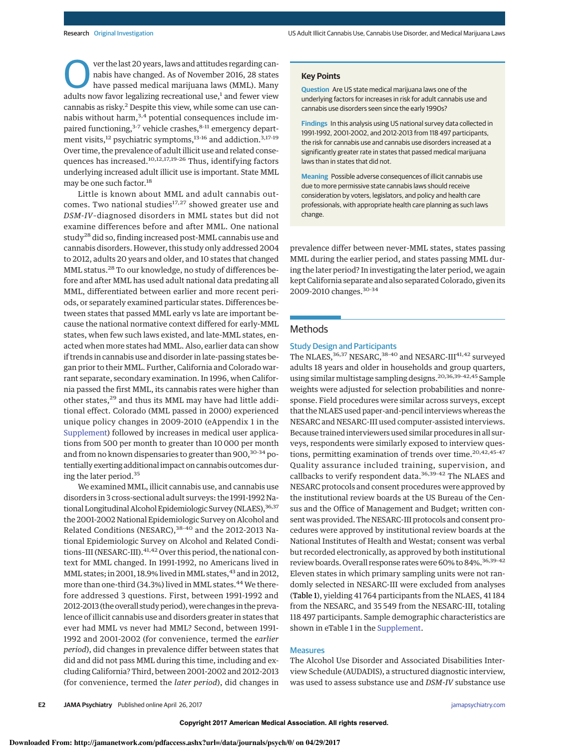Over the last 20 years, laws and attitudes regarding cannabis have changed. As of November 2016, 28 states have passed medical marijuana laws (MML). Many adults now favor legalizing recreational use,[1] and fewer view cannabis as risky.[2] Despite this view, while some can use cannabis without harm,[3,4] potential consequences include impaired functioning,[3-7] vehicle crashes,[8-11] emergency department visits,[12] psychiatric symptoms,[13-16] and addiction.[3,17-19] Over time, the prevalence of adult illicit use and related consequences has increased.[10,12,17,19-26] Thus, identifying factors underlying increased adult illicit use is important. State MML may be one such factor.[18]

Little is known about MML and adult cannabis outcomes. Two national studies[17,27] showed greater use and *DSM-IV*–diagnosed disorders in MML states but did not examine differences before and after MML. One national study[28] did so, finding increased post-MML cannabis use and cannabis disorders. However, this study only addressed 2004 to 2012, adults 20 years and older, and 10 states that changed MML status.[28] To our knowledge, no study of differences before and after MML has used adult national data predating all MML, differentiated between earlier and more recent periods, or separately examined particular states. Differences between states that passed MML early vs late are important because the national normative context differed for early-MML states, when few such laws existed, and late-MML states, enacted when more states had MML. Also, earlier data can show if trends in cannabis use and disorder in late-passing states began prior to their MML. Further, California and Colorado warrant separate, secondary examination. In 1996, when California passed the first MML, its cannabis rates were higher than other states,[29] and thus its MML may have had little additional effect. Colorado (MML passed in 2000) experienced unique policy changes in 2009-2010 (eAppendix 1 in the Supplement) followed by increases in medical user applications from 500 per month to greater than 10 000 per month and from no known dispensaries to greater than 900,[30-34] potentially exerting additional impact on cannabis outcomes during the later period.[35]

We examined MML, illicit cannabis use, and cannabis use disorders in 3 cross-sectional adult surveys: the 1991-1992 National Longitudinal Alcohol Epidemiologic Survey (NLAES),[36,37] the 2001-2002 National Epidemiologic Survey on Alcohol and Related Conditions (NESARC),[38-40] and the 2012-2013 National Epidemiologic Survey on Alcohol and Related Conditions-III (NESARC-III).[41,42] Over this period, the national context for MML changed. In 1991-1992, no Americans lived in MML states; in 2001, 18.9% lived in MML states,[43] and in 2012, more than one-third (34.3%) lived in MML states.[44] We therefore addressed 3 questions. First, between 1991-1992 and 2012-2013 (the overall study period), were changes in the prevalence of illicit cannabis use and disorders greater in states that ever had MML vs never had MML? Second, between 1991-1992 and 2001-2002 (for convenience, termed the *earlier period*), did changes in prevalence differ between states that did and did not pass MML during this time, including and excluding California? Third, between 2001-2002 and 2012-2013 (for convenience, termed the *later period*), did changes in prevalence differ between never-MML states, states passing MML during the earlier period, and states passing MML during the later period? In investigating the later period, we again kept California separate and also separated Colorado, given its 2009-2010 changes.[30-34]

> **Key Points**
>
> **Question** Are US state medical marijuana laws one of the underlying factors for increases in risk for adult cannabis use and cannabis use disorders seen since the early 1990s?
>
> **Findings** In this analysis using US national survey data collected in 1991-1992, 2001-2002, and 2012-2013 from 118 497 participants, the risk for cannabis use and cannabis use disorders increased at a significantly greater rate in states that passed medical marijuana laws than in states that did not.
>
> **Meaning** Possible adverse consequences of illicit cannabis use due to more permissive state cannabis laws should receive consideration by voters, legislators, and policy and health care professionals, with appropriate health care planning as such laws change.

## Methods

### Study Design and Participants

The NLAES,[36,37] NESARC,[38-40] and NESARC-III[41,42] surveyed adults 18 years and older in households and group quarters, using similar multistage sampling designs.[20,36,39-42,45] Sample weights were adjusted for selection probabilities and nonresponse. Field procedures were similar across surveys, except that the NLAES used paper-and-pencil interviews whereas the NESARC and NESARC-III used computer-assisted interviews. Because trained interviewers used similar procedures in all surveys, respondents were similarly exposed to interview questions, permitting examination of trends over time.[20,42,45-47] Quality assurance included training, supervision, and callbacks to verify respondent data.[36,39-42] The NLAES and NESARC protocols and consent procedures were approved by the institutional review boards at the US Bureau of the Census and the Office of Management and Budget; written consent was provided. The NESARC-III protocols and consent procedures were approved by institutional review boards at the National Institutes of Health and Westat; consent was verbal but recorded electronically, as approved by both institutional review boards. Overall response rates were 60% to 84%.[36,39-42] Eleven states in which primary sampling units were not randomly selected in NESARC-III were excluded from analyses (Table 1), yielding 41 764 participants from the NLAES, 41 184 from the NESARC, and 35 549 from the NESARC-III, totaling 118 497 participants. Sample demographic characteristics are shown in eTable 1 in the Supplement.

### Measures

The Alcohol Use Disorder and Associated Disabilities Interview Schedule (AUDADIS), a structured diagnostic interview, was used to assess substance use and *DSM-IV* substance use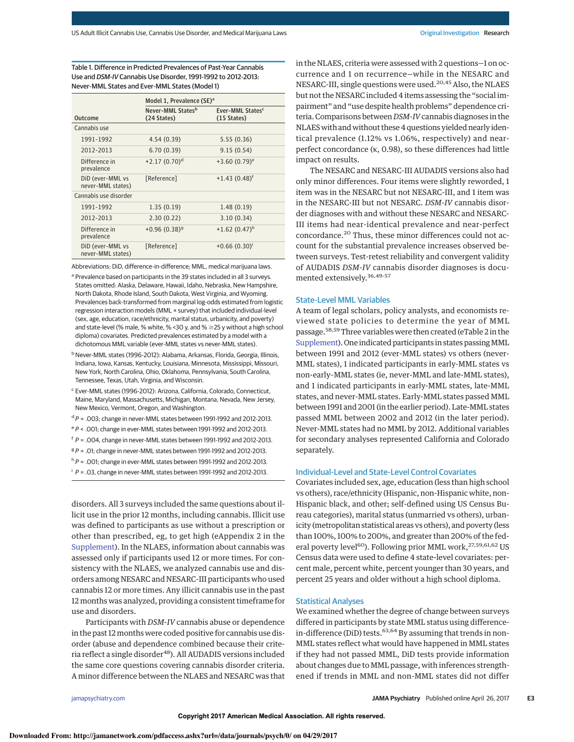Table 1. Difference in Predicted Prevalences of Past-Year Cannabis Use and *DSM-IV* Cannabis Use Disorder, 1991-1992 to 2012-2013: Never-MML States and Ever-MML States (Model 1)

| Outcome | Model 1, Prevalence (SE)[a] | |
|---|---|---|
| | Never-MML States[b] (24 States) | Ever-MML States[c] (15 States) |
| Cannabis use | | |
| 1991-1992 | 4.54 (0.39) | 5.55 (0.36) |
| 2012-2013 | 6.70 (0.39) | 9.15 (0.54) |
| Difference in prevalence | +2.17 (0.70)[d] | +3.60 (0.79)[e] |
| DiD (ever-MML vs never-MML states) | [Reference] | +1.43 (0.48)[f] |
| Cannabis use disorder | | |
| 1991-1992 | 1.35 (0.19) | 1.48 (0.19) |
| 2012-2013 | 2.30 (0.22) | 3.10 (0.34) |
| Difference in prevalence | +0.96 (0.38)[g] | +1.62 (0.47)[h] |
| DiD (ever-MML vs never-MML states) | [Reference] | +0.66 (0.30)[i] |

Abbreviations: DiD, difference-in-difference; MML, medical marijuana laws.

[a] Prevalence based on participants in the 39 states included in all 3 surveys. States omitted: Alaska, Delaware, Hawaii, Idaho, Nebraska, New Hampshire, North Dakota, Rhode Island, South Dakota, West Virginia, and Wyoming. Prevalences back-transformed from marginal log-odds estimated from logistic regression interaction models (MML × survey) that included individual-level (sex, age, education, race/ethnicity, marital status, urbanicity, and poverty) and state-level (% male, % white, % <30 y, and % ≥25 y without a high school diploma) covariates. Predicted prevalences estimated by a model with a dichotomous MML variable (ever-MML states vs never-MML states).

[b] Never-MML states (1996-2012): Alabama, Arkansas, Florida, Georgia, Illinois, Indiana, Iowa, Kansas, Kentucky, Louisiana, Minnesota, Mississippi, Missouri, New York, North Carolina, Ohio, Oklahoma, Pennsylvania, South Carolina, Tennessee, Texas, Utah, Virginia, and Wisconsin.

[c] Ever-MML states (1996-2012): Arizona, California, Colorado, Connecticut, Maine, Maryland, Massachusetts, Michigan, Montana, Nevada, New Jersey, New Mexico, Vermont, Oregon, and Washington.

[d] $P = .003$; change in never-MML states between 1991-1992 and 2012-2013.

[e] $P < .001$; change in ever-MML states between 1991-1992 and 2012-2013.

[f] $P = .004$, change in never-MML states between 1991-1992 and 2012-2013.

[g] $P = .01$; change in never-MML states between 1991-1992 and 2012-2013.

[h] $P = .001$; change in ever-MML states between 1991-1992 and 2012-2013.

[i] $P = .03$, change in never-MML states between 1991-1992 and 2012-2013.

disorders. All 3 surveys included the same questions about illicit use in the prior 12 months, including cannabis. Illicit use was defined to participants as use without a prescription or other than prescribed, eg, to get high (eAppendix 2 in the Supplement). In the NLAES, information about cannabis was assessed only if participants used 12 or more times. For consistency with the NLAES, we analyzed cannabis use and disorders among NESARC and NESARC-III participants who used cannabis 12 or more times. Any illicit cannabis use in the past 12 months was analyzed, providing a consistent timeframe for use and disorders.

Participants with *DSM-IV* cannabis abuse or dependence in the past 12 months were coded positive for cannabis use disorder (abuse and dependence combined because their criteria reflect a single disorder[48]). All AUDADIS versions included the same core questions covering cannabis disorder criteria. A minor difference between the NLAES and NESARC was that in the NLAES, criteria were assessed with 2 questions—1 on occurrence and 1 on recurrence—while in the NESARC and NESARC-III, single questions were used.[20,45] Also, the NLAES but not the NESARC included 4 items assessing the "social impairment" and "use despite health problems" dependence criteria. Comparisons between *DSM-IV* cannabis diagnoses in the NLAES with and without these 4 questions yielded nearly identical prevalence (1.12% vs 1.06%, respectively) and near-perfect concordance (κ, 0.98), so these differences had little impact on results.

The NESARC and NESARC-III AUDADIS versions also had only minor differences. Four items were slightly reworded, 1 item was in the NESARC but not NESARC-III, and 1 item was in the NESARC-III but not NESARC. *DSM-IV* cannabis disorder diagnoses with and without these NESARC and NESARC-III items had near-identical prevalence and near-perfect concordance.[20] Thus, these minor differences could not account for the substantial prevalence increases observed between surveys. Test-retest reliability and convergent validity of AUDADIS *DSM-IV* cannabis disorder diagnoses is documented extensively.[36,49-57]

## State-Level MML Variables

A team of legal scholars, policy analysts, and economists reviewed state policies to determine the year of MML passage.[58,59] Three variables were then created (eTable 2 in the Supplement). One indicated participants in states passing MML between 1991 and 2012 (ever-MML states) vs others (never-MML states), 1 indicated participants in early-MML states vs non-early-MML states (ie, never-MML and late-MML states), and 1 indicated participants in early-MML states, late-MML states, and never-MML states. Early-MML states passed MML between 1991 and 2001 (in the earlier period). Late-MML states passed MML between 2002 and 2012 (in the later period). Never-MML states had no MML by 2012. Additional variables for secondary analyses represented California and Colorado separately.

## Individual-Level and State-Level Control Covariates

Covariates included sex, age, education (less than high school vs others), race/ethnicity (Hispanic, non-Hispanic white, non-Hispanic black, and other; self-defined using US Census Bureau categories), marital status (unmarried vs others), urbanicity (metropolitan statistical areas vs others), and poverty (less than 100%, 100% to 200%, and greater than 200% of the federal poverty level[60]). Following prior MML work,[27,59,61,62] US Census data were used to define 4 state-level covariates: percent male, percent white, percent younger than 30 years, and percent 25 years and older without a high school diploma.

## Statistical Analyses

We examined whether the degree of change between surveys differed in participants by state MML status using difference-in-difference (DiD) tests.[63,64] By assuming that trends in non-MML states reflect what would have happened in MML states if they had not passed MML, DiD tests provide information about changes due to MML passage, with inferences strengthened if trends in MML and non-MML states did not differ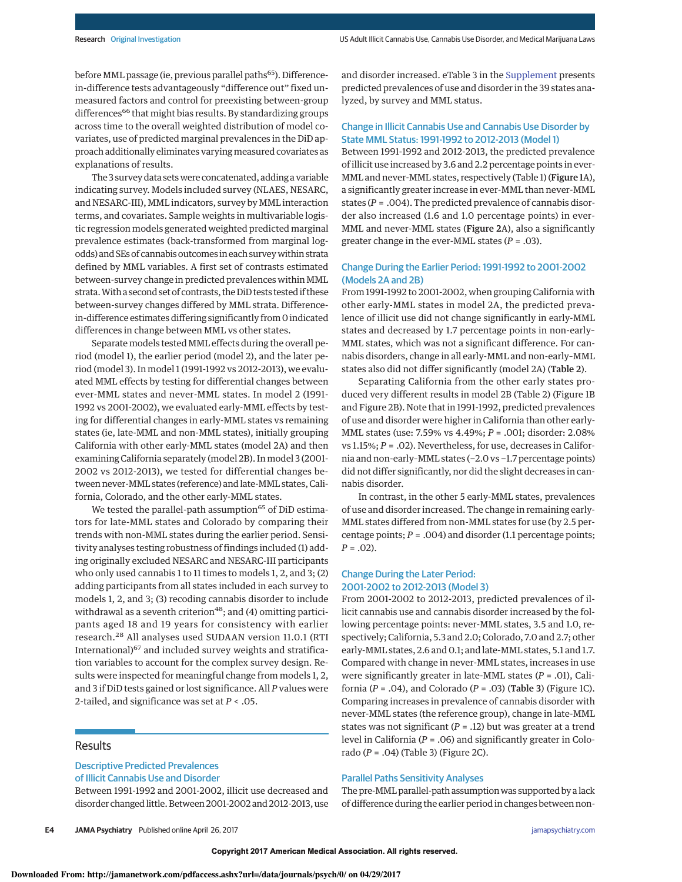before MML passage (ie, previous parallel paths[65]). Difference-in-difference tests advantageously "difference out" fixed unmeasured factors and control for preexisting between-group differences[66] that might bias results. By standardizing groups across time to the overall weighted distribution of model covariates, use of predicted marginal prevalences in the DiD approach additionally eliminates varying measured covariates as explanations of results.

The 3 survey data sets were concatenated, adding a variable indicating survey. Models included survey (NLAES, NESARC, and NESARC-III), MML indicators, survey by MML interaction terms, and covariates. Sample weights in multivariable logistic regression models generated weighted predicted marginal prevalence estimates (back-transformed from marginal log-odds) and SEs of cannabis outcomes in each survey within strata defined by MML variables. A first set of contrasts estimated between-survey change in predicted prevalences within MML strata. With a second set of contrasts, the DiD tests tested if these between-survey changes differed by MML strata. Difference-in-difference estimates differing significantly from 0 indicated differences in change between MML vs other states.

Separate models tested MML effects during the overall period (model 1), the earlier period (model 2), and the later period (model 3). In model 1 (1991-1992 vs 2012-2013), we evaluated MML effects by testing for differential changes between ever-MML states and never-MML states. In model 2 (1991-1992 vs 2001-2002), we evaluated early-MML effects by testing for differential changes in early-MML states vs remaining states (ie, late-MML and non-MML states), initially grouping California with other early-MML states (model 2A) and then examining California separately (model 2B). In model 3 (2001-2002 vs 2012-2013), we tested for differential changes between never-MML states (reference) and late-MML states, California, Colorado, and the other early-MML states.

We tested the parallel-path assumption[65] of DiD estimators for late-MML states and Colorado by comparing their trends with non-MML states during the earlier period. Sensitivity analyses testing robustness of findings included (1) adding originally excluded NESARC and NESARC-III participants who only used cannabis 1 to 11 times to models 1, 2, and 3; (2) adding participants from all states included in each survey to models 1, 2, and 3; (3) recoding cannabis disorder to include withdrawal as a seventh criterion[48]; and (4) omitting participants aged 18 and 19 years for consistency with earlier research.[28] All analyses used SUDAAN version 11.0.1 (RTI International)[67] and included survey weights and stratification variables to account for the complex survey design. Results were inspected for meaningful change from models 1, 2, and 3 if DiD tests gained or lost significance. All *P* values were 2-tailed, and significance was set at $P < .05$.

## Results

### Descriptive Predicted Prevalences of Illicit Cannabis Use and Disorder

Between 1991-1992 and 2001-2002, illicit use decreased and disorder changed little. Between 2001-2002 and 2012-2013, use and disorder increased. eTable 3 in the Supplement presents predicted prevalences of use and disorder in the 39 states analyzed, by survey and MML status.

### Change in Illicit Cannabis Use and Cannabis Use Disorder by State MML Status: 1991-1992 to 2012-2013 (Model 1)

Between 1991-1992 and 2012-2013, the predicted prevalence of illicit use increased by 3.6 and 2.2 percentage points in ever-MML and never-MML states, respectively (Table 1) (**Figure 1**A), a significantly greater increase in ever-MML than never-MML states ($P = .004$). The predicted prevalence of cannabis disorder also increased (1.6 and 1.0 percentage points) in ever-MML and never-MML states (**Figure 2**A), also a significantly greater change in the ever-MML states ($P = .03$).

### Change During the Earlier Period: 1991-1992 to 2001-2002 (Models 2A and 2B)

From 1991-1992 to 2001-2002, when grouping California with other early-MML states in model 2A, the predicted prevalence of illicit use did not change significantly in early-MML states and decreased by 1.7 percentage points in non-early-MML states, which was not a significant difference. For cannabis disorders, change in all early-MML and non-early-MML states also did not differ significantly (model 2A) (**Table 2**).

Separating California from the other early states produced very different results in model 2B (Table 2) (Figure 1B and Figure 2B). Note that in 1991-1992, predicted prevalences of use and disorder were higher in California than other early-MML states (use: 7.59% vs 4.49%; $P = .001$; disorder: 2.08% vs 1.15%; $P = .02$). Nevertheless, for use, decreases in California and non-early-MML states (−2.0 vs −1.7 percentage points) did not differ significantly, nor did the slight decreases in cannabis disorder.

In contrast, in the other 5 early-MML states, prevalences of use and disorder increased. The change in remaining early-MML states differed from non-MML states for use (by 2.5 percentage points; $P = .004$) and disorder (1.1 percentage points; $P = .02$).

### Change During the Later Period: 2001-2002 to 2012-2013 (Model 3)

From 2001-2002 to 2012-2013, predicted prevalences of illicit cannabis use and cannabis disorder increased by the following percentage points: never-MML states, 3.5 and 1.0, respectively; California, 5.3 and 2.0; Colorado, 7.0 and 2.7; other early-MML states, 2.6 and 0.1; and late-MML states, 5.1 and 1.7. Compared with change in never-MML states, increases in use were significantly greater in late-MML states ($P = .01$), California ($P = .04$), and Colorado ($P = .03$) (**Table 3**) (Figure 1C). Comparing increases in prevalence of cannabis disorder with never-MML states (the reference group), change in late-MML states was not significant ($P = .12$) but was greater at a trend level in California ($P = .06$) and significantly greater in Colorado ($P = .04$) (Table 3) (Figure 2C).

### Parallel Paths Sensitivity Analyses

The pre-MML parallel-path assumption was supported by a lack of difference during the earlier period in changes between non-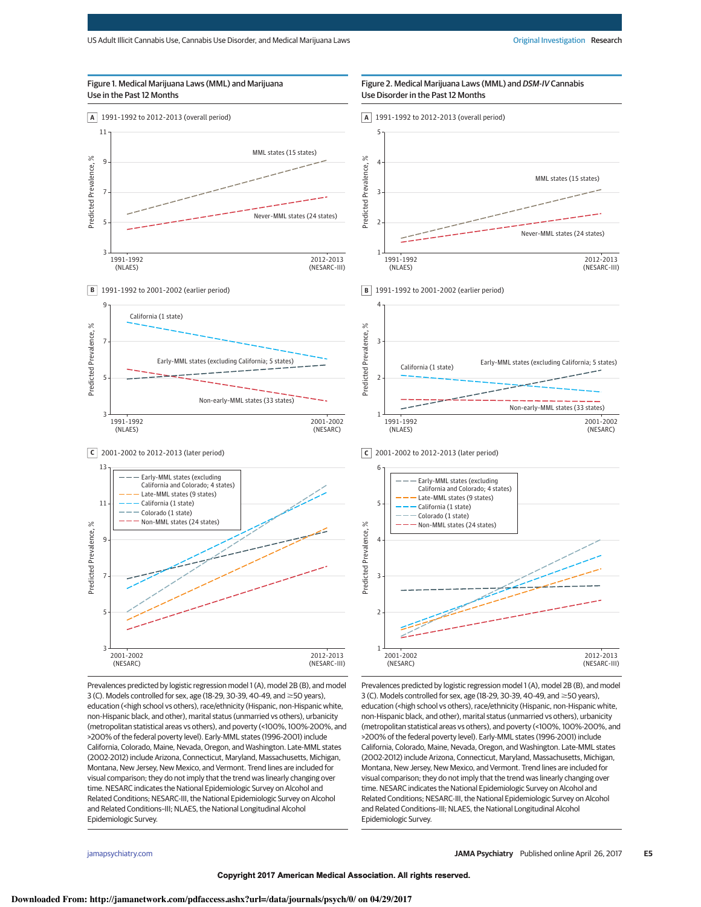## Figure 1. Medical Marijuana Laws (MML) and Marijuana Use in the Past 12 Months

A 1991-1992 to 2012-2013 (overall period)

B 1991-1992 to 2001-2002 (earlier period)

C 2001-2002 to 2012-2013 (later period)

Prevalences predicted by logistic regression model 1 (A), model 2B (B), and model 3 (C). Models controlled for sex, age (18-29, 30-39, 40-49, and ≥50 years), education (<high school vs others), race/ethnicity (Hispanic, non-Hispanic white, non-Hispanic black, and other), marital status (unmarried vs others), urbanicity (metropolitan statistical areas vs others), and poverty (<100%, 100%-200%, and >200% of the federal poverty level). Early-MML states (1996-2001) include California, Colorado, Maine, Nevada, Oregon, and Washington. Late-MML states (2002-2012) include Arizona, Connecticut, Maryland, Massachusetts, Michigan, Montana, New Jersey, New Mexico, and Vermont. Trend lines are included for visual comparison; they do not imply that the trend was linearly changing over time. NESARC indicates the National Epidemiologic Survey on Alcohol and Related Conditions; NESARC-III, the National Epidemiologic Survey on Alcohol and Related Conditions–III; NLAES, the National Longitudinal Alcohol Epidemiologic Survey.

## Figure 2. Medical Marijuana Laws (MML) and *DSM-IV* Cannabis Use Disorder in the Past 12 Months

A 1991-1992 to 2012-2013 (overall period)

B 1991-1992 to 2001-2002 (earlier period)

C 2001-2002 to 2012-2013 (later period)

Prevalences predicted by logistic regression model 1 (A), model 2B (B), and model 3 (C). Models controlled for sex, age (18-29, 30-39, 40-49, and ≥50 years), education (<high school vs others), race/ethnicity (Hispanic, non-Hispanic white, non-Hispanic black, and other), marital status (unmarried vs others), urbanicity (metropolitan statistical areas vs others), and poverty (<100%, 100%-200%, and >200% of the federal poverty level). Early-MML states (1996-2001) include California, Colorado, Maine, Nevada, Oregon, and Washington. Late-MML states (2002-2012) include Arizona, Connecticut, Maryland, Massachusetts, Michigan, Montana, New Jersey, New Mexico, and Vermont. Trend lines are included for visual comparison; they do not imply that the trend was linearly changing over time. NESARC indicates the National Epidemiologic Survey on Alcohol and Related Conditions; NESARC-III, the National Epidemiologic Survey on Alcohol and Related Conditions–III; NLAES, the National Longitudinal Alcohol Epidemiologic Survey.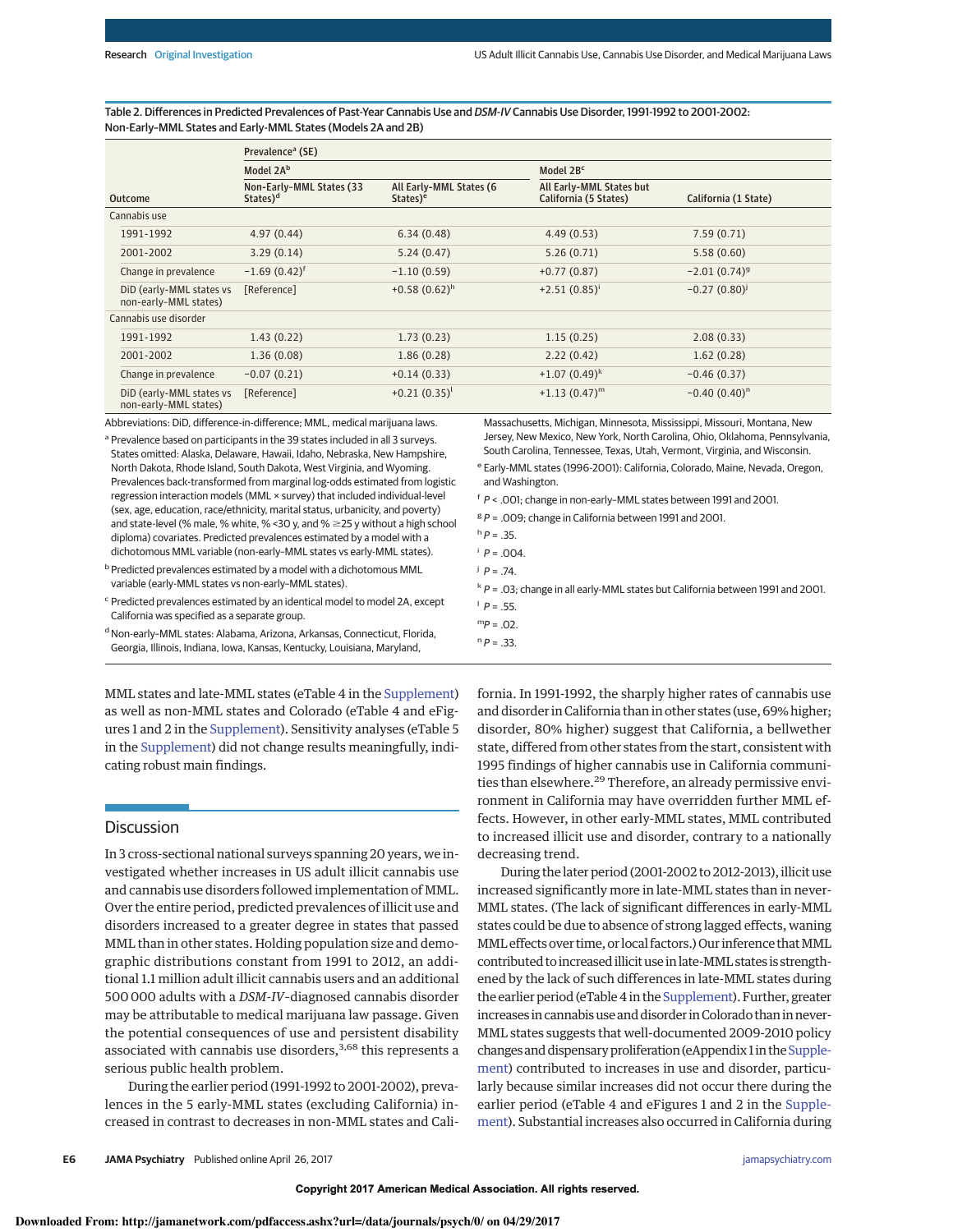Table 2. Differences in Predicted Prevalences of Past-Year Cannabis Use and *DSM-IV* Cannabis Use Disorder, 1991-1992 to 2001-2002: Non-Early–MML States and Early-MML States (Models 2A and 2B)

| Outcome | Prevalence[a] (SE) | | | |
|---|---|---|---|---|
| | Model 2A[b] | | Model 2B[c] | |
| | Non-Early–MML States (33 States)[d] | All Early-MML States (6 States)[e] | All Early-MML States but California (5 States) | California (1 State) |
| **Cannabis use** | | | | |
| 1991-1992 | 4.97 (0.44) | 6.34 (0.48) | 4.49 (0.53) | 7.59 (0.71) |
| 2001-2002 | 3.29 (0.14) | 5.24 (0.47) | 5.26 (0.71) | 5.58 (0.60) |
| Change in prevalence | −1.69 (0.42)[f] | −1.10 (0.59) | +0.77 (0.87) | −2.01 (0.74)[g] |
| DiD (early-MML states vs non-early-MML states) | [Reference] | +0.58 (0.62)[h] | +2.51 (0.85)[i] | −0.27 (0.80)[j] |
| **Cannabis use disorder** | | | | |
| 1991-1992 | 1.43 (0.22) | 1.73 (0.23) | 1.15 (0.25) | 2.08 (0.33) |
| 2001-2002 | 1.36 (0.08) | 1.86 (0.28) | 2.22 (0.42) | 1.62 (0.28) |
| Change in prevalence | −0.07 (0.21) | +0.14 (0.33) | +1.07 (0.49)[k] | −0.46 (0.37) |
| DiD (early-MML states vs non-early-MML states) | [Reference] | +0.21 (0.35)[l] | +1.13 (0.47)[m] | −0.40 (0.40)[n] |

Abbreviations: DiD, difference-in-difference; MML, medical marijuana laws.

[a] Prevalence based on participants in the 39 states included in all 3 surveys. States omitted: Alaska, Delaware, Hawaii, Idaho, Nebraska, New Hampshire, North Dakota, Rhode Island, South Dakota, West Virginia, and Wyoming. Prevalences back-transformed from marginal log-odds estimated from logistic regression interaction models (MML × survey) that included individual-level (sex, age, education, race/ethnicity, marital status, urbanicity, and poverty) and state-level (% male, % white, % <30 y, and % ≥25 y without a high school diploma) covariates. Predicted prevalences estimated by a model with a dichotomous MML variable (non-early–MML states vs early-MML states).

[b] Predicted prevalences estimated by a model with a dichotomous MML variable (early-MML states vs non-early–MML states).

[c] Predicted prevalences estimated by an identical model to model 2A, except California was specified as a separate group.

[d] Non-early–MML states: Alabama, Arizona, Arkansas, Connecticut, Florida, Georgia, Illinois, Indiana, Iowa, Kansas, Kentucky, Louisiana, Maryland, Massachusetts, Michigan, Minnesota, Mississippi, Missouri, Montana, New Jersey, New Mexico, New York, North Carolina, Ohio, Oklahoma, Pennsylvania, South Carolina, Tennessee, Texas, Utah, Vermont, Virginia, and Wisconsin.

[e] Early-MML states (1996-2001): California, Colorado, Maine, Nevada, Oregon, and Washington.

[f] $P < .001$; change in non-early–MML states between 1991 and 2001.

[g] $P = .009$; change in California between 1991 and 2001.

[h] $P = .35$.

[i] $P = .004$.

[j] $P = .74$.

[k] $P = .03$; change in all early-MML states but California between 1991 and 2001.

[l] $P = .55$.

[m] $P = .02$.

[n] $P = .33$.

MML states and late-MML states (eTable 4 in the Supplement) as well as non-MML states and Colorado (eTable 4 and eFigures 1 and 2 in the Supplement). Sensitivity analyses (eTable 5 in the Supplement) did not change results meaningfully, indicating robust main findings.

## Discussion

In 3 cross-sectional national surveys spanning 20 years, we investigated whether increases in US adult illicit cannabis use and cannabis use disorders followed implementation of MML. Over the entire period, predicted prevalences of illicit use and disorders increased to a greater degree in states that passed MML than in other states. Holding population size and demographic distributions constant from 1991 to 2012, an additional 1.1 million adult illicit cannabis users and an additional 500 000 adults with a *DSM-IV*–diagnosed cannabis disorder may be attributable to medical marijuana law passage. Given the potential consequences of use and persistent disability associated with cannabis use disorders,[3,68] this represents a serious public health problem.

During the earlier period (1991-1992 to 2001-2002), prevalences in the 5 early-MML states (excluding California) increased in contrast to decreases in non-MML states and California. In 1991-1992, the sharply higher rates of cannabis use and disorder in California than in other states (use, 69% higher; disorder, 80% higher) suggest that California, a bellwether state, differed from other states from the start, consistent with 1995 findings of higher cannabis use in California communities than elsewhere.[29] Therefore, an already permissive environment in California may have overridden further MML effects. However, in other early-MML states, MML contributed to increased illicit use and disorder, contrary to a nationally decreasing trend.

During the later period (2001-2002 to 2012-2013), illicit use increased significantly more in late-MML states than in never-MML states. (The lack of significant differences in early-MML states could be due to absence of strong lagged effects, waning MML effects over time, or local factors.) Our inference that MML contributed to increased illicit use in late-MML states is strengthened by the lack of such differences in late-MML states during the earlier period (eTable 4 in the Supplement). Further, greater increases in cannabis use and disorder in Colorado than in never-MML states suggests that well-documented 2009-2010 policy changes and dispensary proliferation (eAppendix 1 in the Supplement) contributed to increases in use and disorder, particularly because similar increases did not occur there during the earlier period (eTable 4 and eFigures 1 and 2 in the Supplement). Substantial increases also occurred in California during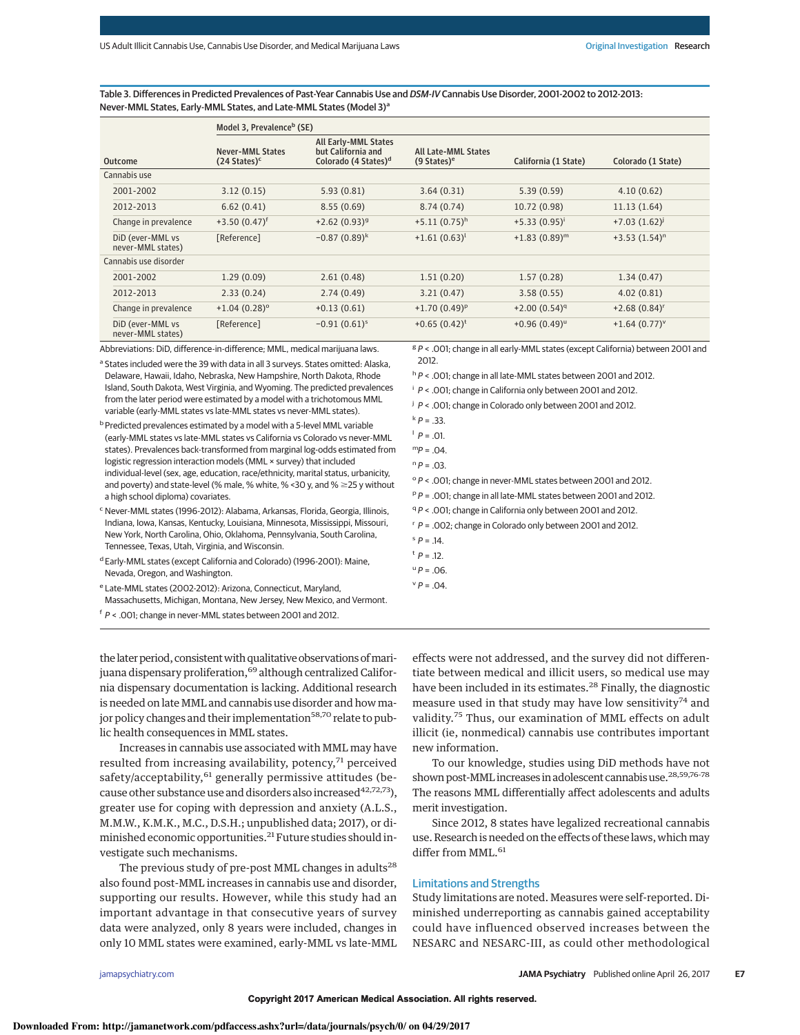Table 3. Differences in Predicted Prevalences of Past-Year Cannabis Use and *DSM-IV* Cannabis Use Disorder, 2001-2002 to 2012-2013: Never-MML States, Early-MML States, and Late-MML States (Model 3)[a]

| Outcome | Model 3, Prevalence[b] (SE) | | | | |
|---|---|---|---|---|---|
| | Never-MML States (24 States)[c] | All Early-MML States but California and Colorado (4 States)[d] | All Late-MML States (9 States)[e] | California (1 State) | Colorado (1 State) |
| Cannabis use | | | | | |
| 2001-2002 | 3.12 (0.15) | 5.93 (0.81) | 3.64 (0.31) | 5.39 (0.59) | 4.10 (0.62) |
| 2012-2013 | 6.62 (0.41) | 8.55 (0.69) | 8.74 (0.74) | 10.72 (0.98) | 11.13 (1.64) |
| Change in prevalence | +3.50 (0.47)[f] | +2.62 (0.93)[g] | +5.11 (0.75)[h] | +5.33 (0.95)[i] | +7.03 (1.62)[j] |
| DiD (ever-MML vs never-MML states) | [Reference] | −0.87 (0.89)[k] | +1.61 (0.63)[l] | +1.83 (0.89)[m] | +3.53 (1.54)[n] |
| Cannabis use disorder | | | | | |
| 2001-2002 | 1.29 (0.09) | 2.61 (0.48) | 1.51 (0.20) | 1.57 (0.28) | 1.34 (0.47) |
| 2012-2013 | 2.33 (0.24) | 2.74 (0.49) | 3.21 (0.47) | 3.58 (0.55) | 4.02 (0.81) |
| Change in prevalence | +1.04 (0.28)[o] | +0.13 (0.61) | +1.70 (0.49)[p] | +2.00 (0.54)[q] | +2.68 (0.84)[r] |
| DiD (ever-MML vs never-MML states) | [Reference] | −0.91 (0.61)[s] | +0.65 (0.42)[t] | +0.96 (0.49)[u] | +1.64 (0.77)[v] |

Abbreviations: DiD, difference-in-difference; MML, medical marijuana laws.

[a] States included were the 39 with data in all 3 surveys. States omitted: Alaska, Delaware, Hawaii, Idaho, Nebraska, New Hampshire, North Dakota, Rhode Island, South Dakota, West Virginia, and Wyoming. The predicted prevalences from the later period were estimated by a model with a trichotomous MML variable (early-MML states vs late-MML states vs never-MML states).

[b] Predicted prevalences estimated by a model with a 5-level MML variable (early-MML states vs late-MML states vs California vs Colorado vs never-MML states). Prevalences back-transformed from marginal log-odds estimated from logistic regression interaction models (MML × survey) that included individual-level (sex, age, education, race/ethnicity, marital status, urbanicity, and poverty) and state-level (% male, % white, % <30 y, and % ≥25 y without a high school diploma) covariates.

[c] Never-MML states (1996-2012): Alabama, Arkansas, Florida, Georgia, Illinois, Indiana, Iowa, Kansas, Kentucky, Louisiana, Minnesota, Mississippi, Missouri, New York, North Carolina, Ohio, Oklahoma, Pennsylvania, South Carolina, Tennessee, Texas, Utah, Virginia, and Wisconsin.

[d] Early-MML states (except California and Colorado) (1996-2001): Maine, Nevada, Oregon, and Washington.

[e] Late-MML states (2002-2012): Arizona, Connecticut, Maryland, Massachusetts, Michigan, Montana, New Jersey, New Mexico, and Vermont.

[f] $P < .001$; change in never-MML states between 2001 and 2012.

[g] $P < .001$; change in all early-MML states (except California) between 2001 and 2012.

[h] $P < .001$; change in all late-MML states between 2001 and 2012.

[i] $P < .001$; change in California only between 2001 and 2012.

[j] $P < .001$; change in Colorado only between 2001 and 2012.

[k] $P = .33$.

[l] $P = .01$.

[m] $P = .04$.

[n] $P = .03$.

[o] $P < .001$; change in never-MML states between 2001 and 2012.

[p] $P = .001$; change in all late-MML states between 2001 and 2012.

[q] $P < .001$; change in California only between 2001 and 2012.

[r] $P = .002$; change in Colorado only between 2001 and 2012.

[s] $P = .14$.

[t] $P = .12$.

[u] $P = .06$.

[v] $P = .04$.

the later period, consistent with qualitative observations of marijuana dispensary proliferation,[69] although centralized California dispensary documentation is lacking. Additional research is needed on late MML and cannabis use disorder and how major policy changes and their implementation[58,70] relate to public health consequences in MML states.

Increases in cannabis use associated with MML may have resulted from increasing availability, potency,[71] perceived safety/acceptability,[61] generally permissive attitudes (because other substance use and disorders also increased[42,72,73]), greater use for coping with depression and anxiety (A.L.S., M.M.W., K.M.K., M.C., D.S.H.; unpublished data; 2017), or diminished economic opportunities.[21] Future studies should investigate such mechanisms.

The previous study of pre-post MML changes in adults[28] also found post-MML increases in cannabis use and disorder, supporting our results. However, while this study had an important advantage in that consecutive years of survey data were analyzed, only 8 years were included, changes in only 10 MML states were examined, early-MML vs late-MML effects were not addressed, and the survey did not differentiate between medical and illicit users, so medical use may have been included in its estimates.[28] Finally, the diagnostic measure used in that study may have low sensitivity[74] and validity.[75] Thus, our examination of MML effects on adult illicit (ie, nonmedical) cannabis use contributes important new information.

To our knowledge, studies using DiD methods have not shown post-MML increases in adolescent cannabis use.[28,59,76-78] The reasons MML differentially affect adolescents and adults merit investigation.

Since 2012, 8 states have legalized recreational cannabis use. Research is needed on the effects of these laws, which may differ from MML.[61]

## Limitations and Strengths

Study limitations are noted. Measures were self-reported. Diminished underreporting as cannabis gained acceptability could have influenced observed increases between the NESARC and NESARC-III, as could other methodological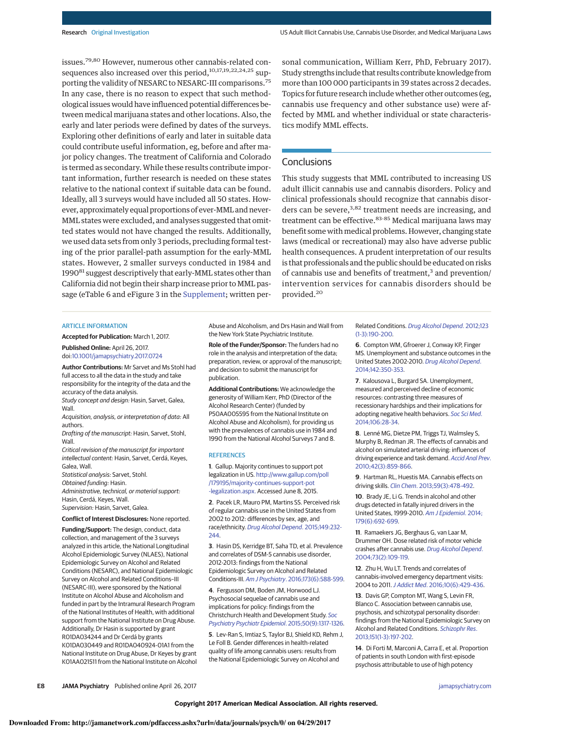issues.[79,80] However, numerous other cannabis-related consequences also increased over this period,[10,17,19,22,24,25] supporting the validity of NESARC to NESARC-III comparisons.[75] In any case, there is no reason to expect that such methodological issues would have influenced potential differences between medical marijuana states and other locations. Also, the early and later periods were defined by dates of the surveys. Exploring other definitions of early and later in suitable data could contribute useful information, eg, before and after major policy changes. The treatment of California and Colorado is termed as secondary. While these results contribute important information, further research is needed on these states relative to the national context if suitable data can be found. Ideally, all 3 surveys would have included all 50 states. However, approximately equal proportions of ever-MML and never-MML states were excluded, and analyses suggested that omitted states would not have changed the results. Additionally, we used data sets from only 3 periods, precluding formal testing of the prior parallel-path assumption for the early-MML states. However, 2 smaller surveys conducted in 1984 and 1990[81] suggest descriptively that early-MML states other than California did not begin their sharp increase prior to MML passage (eTable 6 and eFigure 3 in the Supplement; written personal communication, William Kerr, PhD, February 2017). Study strengths include that results contribute knowledge from more than 100 000 participants in 39 states across 2 decades. Topics for future research include whether other outcomes (eg, cannabis use frequency and other substance use) were affected by MML and whether individual or state characteristics modify MML effects.

## Conclusions

This study suggests that MML contributed to increasing US adult illicit cannabis use and cannabis disorders. Policy and clinical professionals should recognize that cannabis disorders can be severe,[3,82] treatment needs are increasing, and treatment can be effective.[83-85] Medical marijuana laws may benefit some with medical problems. However, changing state laws (medical or recreational) may also have adverse public health consequences. A prudent interpretation of our results is that professionals and the public should be educated on risks of cannabis use and benefits of treatment,[3] and prevention/intervention services for cannabis disorders should be provided.[20]

### ARTICLE INFORMATION

**Accepted for Publication:** March 1, 2017.

**Published Online:** April 26, 2017. doi:10.1001/jamapsychiatry.2017.0724

**Author Contributions:** Mr Sarvet and Ms Stohl had full access to all the data in the study and take responsibility for the integrity of the data and the accuracy of the data analysis.
*Study concept and design:* Hasin, Sarvet, Galea, Wall.
*Acquisition, analysis, or interpretation of data:* All authors.
*Drafting of the manuscript:* Hasin, Sarvet, Stohl, Wall.
*Critical revision of the manuscript for important intellectual content:* Hasin, Sarvet, Cerdá, Keyes, Galea, Wall.
*Statistical analysis:* Sarvet, Stohl.
*Obtained funding:* Hasin.
*Administrative, technical, or material support:* Hasin, Cerdá, Keyes, Wall.
*Supervision:* Hasin, Sarvet, Galea.

**Conflict of Interest Disclosures:** None reported.

**Funding/Support:** The design, conduct, data collection, and management of the 3 surveys analyzed in this article, the National Longitudinal Alcohol Epidemiologic Survey (NLAES), National Epidemiologic Survey on Alcohol and Related Conditions (NESARC), and National Epidemiologic Survey on Alcohol and Related Conditions–III (NESARC-III), were sponsored by the National Institute on Alcohol Abuse and Alcoholism and funded in part by the Intramural Research Program of the National Institutes of Health, with additional support from the National Institute on Drug Abuse. Additionally, Dr Hasin is supported by grant R01DA034244 and Dr Cerdá by grants K01DA030449 and R01DA040924-01A1 from the National Institute on Drug Abuse, Dr Keyes by grant K01AA021511 from the National Institute on Alcohol Abuse and Alcoholism, and Drs Hasin and Wall from the New York State Psychiatric Institute.

**Role of the Funder/Sponsor:** The funders had no role in the analysis and interpretation of the data; preparation, review, or approval of the manuscript; and decision to submit the manuscript for publication.

**Additional Contributions:** We acknowledge the generosity of William Kerr, PhD (Director of the Alcohol Research Center) (funded by P50AA005595 from the National Institute on Alcohol Abuse and Alcoholism), for providing us with the prevalences of cannabis use in 1984 and 1990 from the National Alcohol Surveys 7 and 8.

### REFERENCES

1. Gallup. Majority continues to support pot legalization in US. http://www.gallup.com/poll/179195/majority-continues-support-pot-legalization.aspx. Accessed June 8, 2015.

2. Pacek LR, Mauro PM, Martins SS. Perceived risk of regular cannabis use in the United States from 2002 to 2012: differences by sex, age, and race/ethnicity. *Drug Alcohol Depend*. 2015;149:232-244.

3. Hasin DS, Kerridge BT, Saha TD, et al. Prevalence and correlates of DSM-5 cannabis use disorder, 2012-2013: findings from the National Epidemiologic Survey on Alcohol and Related Conditions-III. *Am J Psychiatry*. 2016;173(6):588-599.

4. Fergusson DM, Boden JM, Horwood LJ. Psychosocial sequelae of cannabis use and implications for policy: findings from the Christchurch Health and Development Study. *Soc Psychiatry Psychiatr Epidemiol*. 2015;50(9):1317-1326.

5. Lev-Ran S, Imtiaz S, Taylor BJ, Shield KD, Rehm J, Le Foll B. Gender differences in health-related quality of life among cannabis users: results from the National Epidemiologic Survey on Alcohol and Related Conditions. *Drug Alcohol Depend*. 2012;123(1-3):190-200.

6. Compton WM, Gfroerer J, Conway KP, Finger MS. Unemployment and substance outcomes in the United States 2002-2010. *Drug Alcohol Depend*. 2014;142:350-353.

7. Kalousova L, Burgard SA. Unemployment, measured and perceived decline of economic resources: contrasting three measures of recessionary hardships and their implications for adopting negative health behaviors. *Soc Sci Med*. 2014;106:28-34.

8. Lenné MG, Dietze PM, Triggs TJ, Walmsley S, Murphy B, Redman JR. The effects of cannabis and alcohol on simulated arterial driving: influences of driving experience and task demand. *Accid Anal Prev*. 2010;42(3):859-866.

9. Hartman RL, Huestis MA. Cannabis effects on driving skills. *Clin Chem*. 2013;59(3):478-492.

10. Brady JE, Li G. Trends in alcohol and other drugs detected in fatally injured drivers in the United States, 1999-2010. *Am J Epidemiol*. 2014;179(6):692-699.

11. Ramaekers JG, Berghaus G, van Laar M, Drummer OH. Dose related risk of motor vehicle crashes after cannabis use. *Drug Alcohol Depend*. 2004;73(2):109-119.

12. Zhu H, Wu LT. Trends and correlates of cannabis-involved emergency department visits: 2004 to 2011. *J Addict Med*. 2016;10(6):429-436.

13. Davis GP, Compton MT, Wang S, Levin FR, Blanco C. Association between cannabis use, psychosis, and schizotypal personality disorder: findings from the National Epidemiologic Survey on Alcohol and Related Conditions. *Schizophr Res*. 2013;151(1-3):197-202.

14. Di Forti M, Marconi A, Carra E, et al. Proportion of patients in south London with first-episode psychosis attributable to use of high potency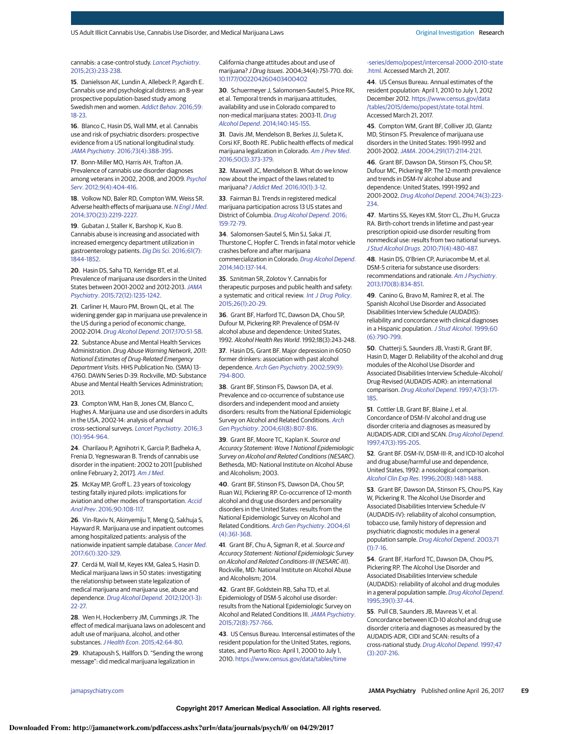cannabis: a case-control study. *Lancet Psychiatry*. 2015;2(3):233-238.

15. Danielsson AK, Lundin A, Allebeck P, Agardh E. Cannabis use and psychological distress: an 8-year prospective population-based study among Swedish men and women. *Addict Behav*. 2016;59:18-23.

16. Blanco C, Hasin DS, Wall MM, et al. Cannabis use and risk of psychiatric disorders: prospective evidence from a US national longitudinal study. *JAMA Psychiatry*. 2016;73(4):388-395.

17. Bonn-Miller MO, Harris AH, Trafton JA. Prevalence of cannabis use disorder diagnoses among veterans in 2002, 2008, and 2009. *Psychol Serv*. 2012;9(4):404-416.

18. Volkow ND, Baler RD, Compton WM, Weiss SR. Adverse health effects of marijuana use. *N Engl J Med*. 2014;370(23):2219-2227.

19. Gubatan J, Staller K, Barshop K, Kuo B. Cannabis abuse is increasing and associated with increased emergency department utilization in gastroenterology patients. *Dig Dis Sci*. 2016;61(7):1844-1852.

20. Hasin DS, Saha TD, Kerridge BT, et al. Prevalence of marijuana use disorders in the United States between 2001-2002 and 2012-2013. *JAMA Psychiatry*. 2015;72(12):1235-1242.

21. Carliner H, Mauro PM, Brown QL, et al. The widening gender gap in marijuana use prevalence in the US during a period of economic change, 2002-2014. *Drug Alcohol Depend*. 2017;170:51-58.

22. Substance Abuse and Mental Health Services Administration. *Drug Abuse Warning Network, 2011: National Estimates of Drug-Related Emergency Department Visits*. HHS Publication No. (SMA) 13-4760. DAWN Series D-39. Rockville, MD: Substance Abuse and Mental Health Services Administration; 2013.

23. Compton WM, Han B, Jones CM, Blanco C, Hughes A. Marijuana use and use disorders in adults in the USA, 2002-14: analysis of annual cross-sectional surveys. *Lancet Psychiatry*. 2016;3(10):954-964.

24. Charilaou P, Agnihotri K, Garcia P, Badheka A, Frenia D, Yegneswaran B. Trends of cannabis use disorder in the inpatient: 2002 to 2011 [published online February 2, 2017]. *Am J Med*.

25. McKay MP, Groff L. 23 years of toxicology testing fatally injured pilots: implications for aviation and other modes of transportation. *Accid Anal Prev*. 2016;90:108-117.

26. Vin-Raviv N, Akinyemiju T, Meng Q, Sakhuja S, Hayward R. Marijuana use and inpatient outcomes among hospitalized patients: analysis of the nationwide inpatient sample database. *Cancer Med*. 2017;6(1):320-329.

27. Cerdá M, Wall M, Keyes KM, Galea S, Hasin D. Medical marijuana laws in 50 states: investigating the relationship between state legalization of medical marijuana and marijuana use, abuse and dependence. *Drug Alcohol Depend*. 2012;120(1-3):22-27.

28. Wen H, Hockenberry JM, Cummings JR. The effect of medical marijuana laws on adolescent and adult use of marijuana, alcohol, and other substances. *J Health Econ*. 2015;42:64-80.

29. Khatapoush S, Hallfors D. "Sending the wrong message": did medical marijuana legalization in California change attitudes about and use of marijuana? *J Drug Issues*. 2004;34(4):751-770. doi:10.1177/002204260403400402

30. Schuermeyer J, Salomonsen-Sautel S, Price RK, et al. Temporal trends in marijuana attitudes, availability and use in Colorado compared to non-medical marijuana states: 2003-11. *Drug Alcohol Depend*. 2014;140:145-155.

31. Davis JM, Mendelson B, Berkes JJ, Suleta K, Corsi KF, Booth RE. Public health effects of medical marijuana legalization in Colorado. *Am J Prev Med*. 2016;50(3):373-379.

32. Maxwell JC, Mendelson B. What do we know now about the impact of the laws related to marijuana? *J Addict Med*. 2016;10(1):3-12.

33. Fairman BJ. Trends in registered medical marijuana participation across 13 US states and District of Columbia. *Drug Alcohol Depend*. 2016;159:72-79.

34. Salomonsen-Sautel S, Min SJ, Sakai JT, Thurstone C, Hopfer C. Trends in fatal motor vehicle crashes before and after marijuana commercialization in Colorado. *Drug Alcohol Depend*. 2014;140:137-144.

35. Sznitman SR, Zolotov Y. Cannabis for therapeutic purposes and public health and safety: a systematic and critical review. *Int J Drug Policy*. 2015;26(1):20-29.

36. Grant BF, Harford TC, Dawson DA, Chou SP, Dufour M, Pickering RP. Prevalence of DSM-IV alcohol abuse and dependence: United States, 1992. *Alcohol Health Res World*. 1992;18(3):243-248.

37. Hasin DS, Grant BF. Major depression in 6050 former drinkers: association with past alcohol dependence. *Arch Gen Psychiatry*. 2002;59(9):794-800.

38. Grant BF, Stinson FS, Dawson DA, et al. Prevalence and co-occurrence of substance use disorders and independent mood and anxiety disorders: results from the National Epidemiologic Survey on Alcohol and Related Conditions. *Arch Gen Psychiatry*. 2004;61(8):807-816.

39. Grant BF, Moore TC, Kaplan K. *Source and Accuracy Statement: Wave 1 National Epidemiologic Survey on Alcohol and Related Conditions (NESARC)*. Bethesda, MD: National Institute on Alcohol Abuse and Alcoholism; 2003.

40. Grant BF, Stinson FS, Dawson DA, Chou SP, Ruan WJ, Pickering RP. Co-occurrence of 12-month alcohol and drug use disorders and personality disorders in the United States: results from the National Epidemiologic Survey on Alcohol and Related Conditions. *Arch Gen Psychiatry*. 2004;61(4):361-368.

41. Grant BF, Chu A, Sigman R, et al. *Source and Accuracy Statement: National Epidemiologic Survey on Alcohol and Related Conditions-III (NESARC-III)*. Rockville, MD: National Institute on Alcohol Abuse and Alcoholism; 2014.

42. Grant BF, Goldstein RB, Saha TD, et al. Epidemiology of DSM-5 alcohol use disorder: results from the National Epidemiologic Survey on Alcohol and Related Conditions III. *JAMA Psychiatry*. 2015;72(8):757-766.

43. US Census Bureau. Intercensal estimates of the resident population for the United States, regions, states, and Puerto Rico: April 1, 2000 to July 1, 2010. https://www.census.gov/data/tables/time-series/demo/popest/intercensal-2000-2010-state.html. Accessed March 21, 2017.

44. US Census Bureau. Annual estimates of the resident population: April 1, 2010 to July 1, 2012 December 2012. https://www.census.gov/data/tables/2015/demo/popest/state-total.html. Accessed March 21, 2017.

45. Compton WM, Grant BF, Colliver JD, Glantz MD, Stinson FS. Prevalence of marijuana use disorders in the United States: 1991-1992 and 2001-2002. *JAMA*. 2004;291(17):2114-2121.

46. Grant BF, Dawson DA, Stinson FS, Chou SP, Dufour MC, Pickering RP. The 12-month prevalence and trends in DSM-IV alcohol abuse and dependence: United States, 1991-1992 and 2001-2002. *Drug Alcohol Depend*. 2004;74(3):223-234.

47. Martins SS, Keyes KM, Storr CL, Zhu H, Grucza RA. Birth-cohort trends in lifetime and past-year prescription opioid-use disorder resulting from nonmedical use: results from two national surveys. *J Stud Alcohol Drugs*. 2010;71(4):480-487.

48. Hasin DS, O'Brien CP, Auriacombe M, et al. DSM-5 criteria for substance use disorders: recommendations and rationale. *Am J Psychiatry*. 2013;170(8):834-851.

49. Canino G, Bravo M, Ramírez R, et al. The Spanish Alcohol Use Disorder and Associated Disabilities Interview Schedule (AUDADIS): reliability and concordance with clinical diagnoses in a Hispanic population. *J Stud Alcohol*. 1999;60(6):790-799.

50. Chatterji S, Saunders JB, Vrasti R, Grant BF, Hasin D, Mager D. Reliability of the alcohol and drug modules of the Alcohol Use Disorder and Associated Disabilities Interview Schedule–Alcohol/Drug-Revised (AUDADIS-ADR): an international comparison. *Drug Alcohol Depend*. 1997;47(3):171-185.

51. Cottler LB, Grant BF, Blaine J, et al. Concordance of DSM-IV alcohol and drug use disorder criteria and diagnoses as measured by AUDADIS-ADR, CIDI and SCAN. *Drug Alcohol Depend*. 1997;47(3):195-205.

52. Grant BF. DSM-IV, DSM-III-R, and ICD-10 alcohol and drug abuse/harmful use and dependence, United States, 1992: a nosological comparison. *Alcohol Clin Exp Res*. 1996;20(8):1481-1488.

53. Grant BF, Dawson DA, Stinson FS, Chou PS, Kay W, Pickering R. The Alcohol Use Disorder and Associated Disabilities Interview Schedule-IV (AUDADIS-IV): reliability of alcohol consumption, tobacco use, family history of depression and psychiatric diagnostic modules in a general population sample. *Drug Alcohol Depend*. 2003;71(1):7-16.

54. Grant BF, Harford TC, Dawson DA, Chou PS, Pickering RP. The Alcohol Use Disorder and Associated Disabilities Interview schedule (AUDADIS): reliability of alcohol and drug modules in a general population sample. *Drug Alcohol Depend*. 1995;39(1):37-44.

55. Pull CB, Saunders JB, Mavreas V, et al. Concordance between ICD-10 alcohol and drug use disorder criteria and diagnoses as measured by the AUDADIS-ADR, CIDI and SCAN: results of a cross-national study. *Drug Alcohol Depend*. 1997;47(3):207-216.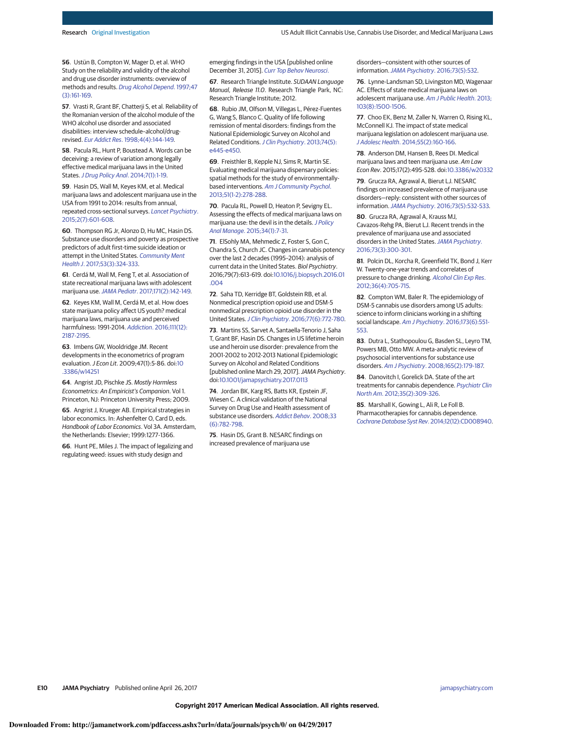56. Ustün B, Compton W, Mager D, et al. WHO Study on the reliability and validity of the alcohol and drug use disorder instruments: overview of methods and results. *Drug Alcohol Depend*. 1997;47(3):161-169.

57. Vrasti R, Grant BF, Chatterji S, et al. Reliability of the Romanian version of the alcohol module of the WHO alcohol use disorder and associated disabilities: interview schedule–alcohol/drug-revised. *Eur Addict Res*. 1998;4(4):144-149.

58. Pacula RL, Hunt P, Boustead A. Words can be deceiving: a review of variation among legally effective medical marijuana laws in the United States. *J Drug Policy Anal*. 2014;7(1):1-19.

59. Hasin DS, Wall M, Keyes KM, et al. Medical marijuana laws and adolescent marijuana use in the USA from 1991 to 2014: results from annual, repeated cross-sectional surveys. *Lancet Psychiatry*. 2015;2(7):601-608.

60. Thompson RG Jr, Alonzo D, Hu MC, Hasin DS. Substance use disorders and poverty as prospective predictors of adult first-time suicide ideation or attempt in the United States. *Community Ment Health J*. 2017;53(3):324-333.

61. Cerdá M, Wall M, Feng T, et al. Association of state recreational marijuana laws with adolescent marijuana use. *JAMA Pediatr*. 2017;171(2):142-149.

62. Keyes KM, Wall M, Cerdá M, et al. How does state marijuana policy affect US youth? medical marijuana laws, marijuana use and perceived harmfulness: 1991-2014. *Addiction*. 2016;111(12):2187-2195.

63. Imbens GW, Wooldridge JM. Recent developments in the econometrics of program evaluation. *J Econ Lit*. 2009;47(1):5-86. doi:10.3386/w14251

64. Angrist JD, Pischke JS. *Mostly Harmless Econometrics: An Empiricist's Companion*. Vol 1. Princeton, NJ: Princeton University Press; 2009.

65. Angrist J, Krueger AB. Empirical strategies in labor economics. In: Ashenfelter O, Card D, eds. *Handbook of Labor Economics*. Vol 3A. Amsterdam, the Netherlands: Elsevier; 1999:1277-1366.

66. Hunt PE, Miles J. The impact of legalizing and regulating weed: issues with study design and emerging findings in the USA [published online December 31, 2015]. *Curr Top Behav Neurosci*.

67. Research Triangle Institute. *SUDAAN Language Manual, Release 11.0*. Research Triangle Park, NC: Research Triangle Institute; 2012.

68. Rubio JM, Olfson M, Villegas L, Pérez-Fuentes G, Wang S, Blanco C. Quality of life following remission of mental disorders: findings from the National Epidemiologic Survey on Alcohol and Related Conditions. *J Clin Psychiatry*. 2013;74(5):e445-e450.

69. Freisthler B, Kepple NJ, Sims R, Martin SE. Evaluating medical marijuana dispensary policies: spatial methods for the study of environmentally-based interventions. *Am J Community Psychol*. 2013;51(1-2):278-288.

70. Pacula RL, Powell D, Heaton P, Sevigny EL. Assessing the effects of medical marijuana laws on marijuana use: the devil is in the details. *J Policy Anal Manage*. 2015;34(1):7-31.

71. ElSohly MA, Mehmedic Z, Foster S, Gon C, Chandra S, Church JC. Changes in cannabis potency over the last 2 decades (1995–2014): analysis of current data in the United States. *Biol Psychiatry*. 2016;79(7):613-619. doi:10.1016/j.biopsych.2016.01.004

72. Saha TD, Kerridge BT, Goldstein RB, et al. Nonmedical prescription opioid use and DSM-5 nonmedical prescription opioid use disorder in the United States. *J Clin Psychiatry*. 2016;77(6):772-780.

73. Martins SS, Sarvet A, Santaella-Tenorio J, Saha T, Grant BF, Hasin DS. Changes in US lifetime heroin use and heroin use disorder: prevalence from the 2001-2002 to 2012-2013 National Epidemiologic Survey on Alcohol and Related Conditions [published online March 29, 2017]. *JAMA Psychiatry*. doi:10.1001/jamapsychiatry.2017.0113

74. Jordan BK, Karg RS, Batts KR, Epstein JF, Wiesen C. A clinical validation of the National Survey on Drug Use and Health assessment of substance use disorders. *Addict Behav*. 2008;33(6):782-798.

75. Hasin DS, Grant B. NESARC findings on increased prevalence of marijuana use disorders—consistent with other sources of information. *JAMA Psychiatry*. 2016;73(5):532.

76. Lynne-Landsman SD, Livingston MD, Wagenaar AC. Effects of state medical marijuana laws on adolescent marijuana use. *Am J Public Health*. 2013;103(8):1500-1506.

77. Choo EK, Benz M, Zaller N, Warren O, Rising KL, McConnell KJ. The impact of state medical marijuana legislation on adolescent marijuana use. *J Adolesc Health*. 2014;55(2):160-166.

78. Anderson DM, Hansen B, Rees DI. Medical marijuana laws and teen marijuana use. *Am Law Econ Rev*. 2015;17(2):495-528. doi:10.3386/w20332

79. Grucza RA, Agrawal A, Bierut LJ. NESARC findings on increased prevalence of marijuana use disorders—reply: consistent with other sources of information. *JAMA Psychiatry*. 2016;73(5):532-533.

80. Grucza RA, Agrawal A, Krauss MJ, Cavazos-Rehg PA, Bierut LJ. Recent trends in the prevalence of marijuana use and associated disorders in the United States. *JAMA Psychiatry*. 2016;73(3):300-301.

81. Polcin DL, Korcha R, Greenfield TK, Bond J, Kerr W. Twenty-one-year trends and correlates of pressure to change drinking. *Alcohol Clin Exp Res*. 2012;36(4):705-715.

82. Compton WM, Baler R. The epidemiology of DSM-5 cannabis use disorders among US adults: science to inform clinicians working in a shifting social landscape. *Am J Psychiatry*. 2016;173(6):551-553.

83. Dutra L, Stathopoulou G, Basden SL, Leyro TM, Powers MB, Otto MW. A meta-analytic review of psychosocial interventions for substance use disorders. *Am J Psychiatry*. 2008;165(2):179-187.

84. Danovitch I, Gorelick DA. State of the art treatments for cannabis dependence. *Psychiatr Clin North Am*. 2012;35(2):309-326.

85. Marshall K, Gowing L, Ali R, Le Foll B. Pharmacotherapies for cannabis dependence. *Cochrane Database Syst Rev*. 2014;12(12):CD008940.